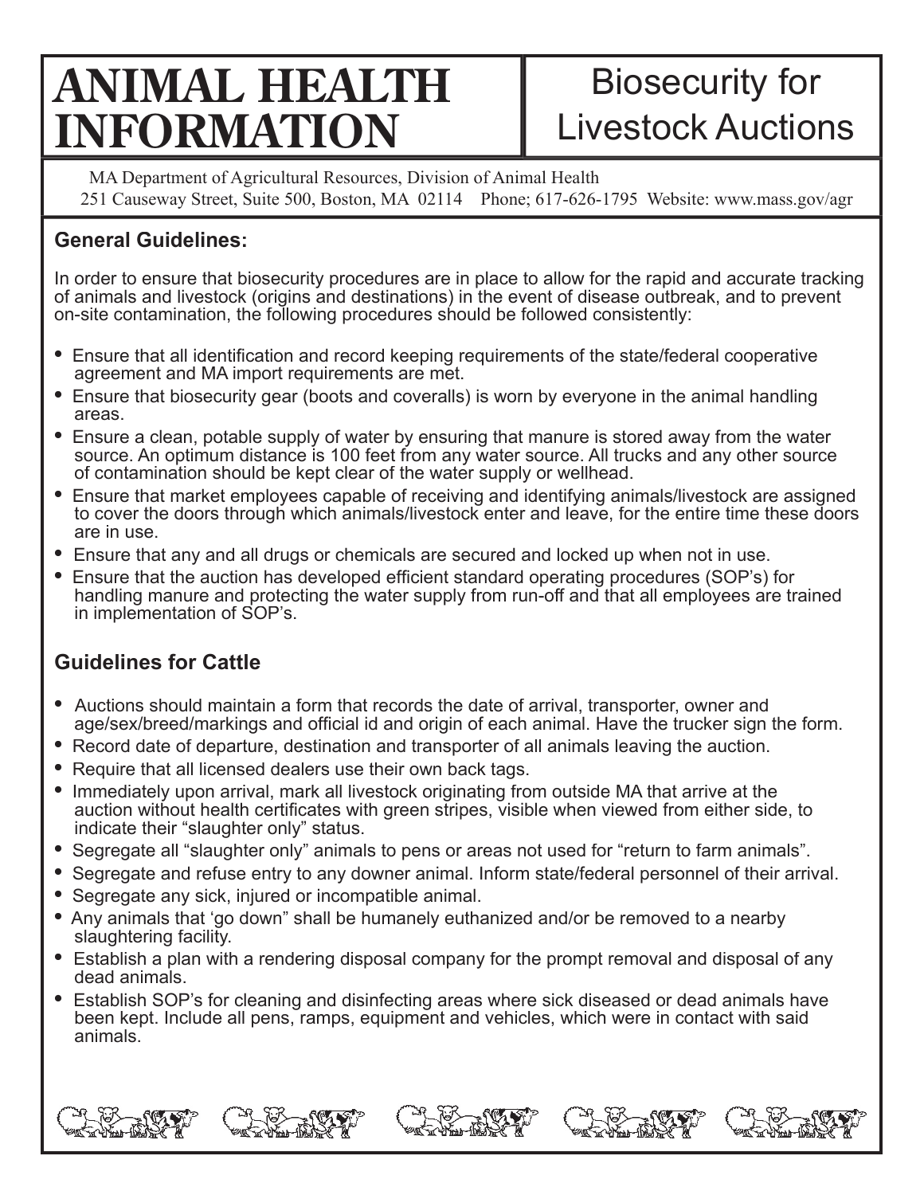# ANIMAL HEALTH INFORMATION

## Biosecurity for Livestock Auctions

MA Department of Agricultural Resources, Division of Animal Health
251 Causeway Street, Suite 500, Boston, MA 02114 Phone; 617-626-1795 Website: www.mass.gov/agr

### General Guidelines:

In order to ensure that biosecurity procedures are in place to allow for the rapid and accurate tracking of animals and livestock (origins and destinations) in the event of disease outbreak, and to prevent on-site contamination, the following procedures should be followed consistently:

- Ensure that all identification and record keeping requirements of the state/federal cooperative agreement and MA import requirements are met.
- Ensure that biosecurity gear (boots and coveralls) is worn by everyone in the animal handling areas.
- Ensure a clean, potable supply of water by ensuring that manure is stored away from the water source. An optimum distance is 100 feet from any water source. All trucks and any other source of contamination should be kept clear of the water supply or wellhead.
- Ensure that market employees capable of receiving and identifying animals/livestock are assigned to cover the doors through which animals/livestock enter and leave, for the entire time these doors are in use.
- Ensure that any and all drugs or chemicals are secured and locked up when not in use.
- Ensure that the auction has developed efficient standard operating procedures (SOP's) for handling manure and protecting the water supply from run-off and that all employees are trained in implementation of SOP's.

### Guidelines for Cattle

- Auctions should maintain a form that records the date of arrival, transporter, owner and age/sex/breed/markings and official id and origin of each animal. Have the trucker sign the form.
- Record date of departure, destination and transporter of all animals leaving the auction.
- Require that all licensed dealers use their own back tags.
- Immediately upon arrival, mark all livestock originating from outside MA that arrive at the auction without health certificates with green stripes, visible when viewed from either side, to indicate their "slaughter only" status.
- Segregate all "slaughter only" animals to pens or areas not used for "return to farm animals".
- Segregate and refuse entry to any downer animal. Inform state/federal personnel of their arrival.
- Segregate any sick, injured or incompatible animal.
- Any animals that 'go down" shall be humanely euthanized and/or be removed to a nearby slaughtering facility.
- Establish a plan with a rendering disposal company for the prompt removal and disposal of any dead animals.
- Establish SOP's for cleaning and disinfecting areas where sick diseased or dead animals have been kept. Include all pens, ramps, equipment and vehicles, which were in contact with said animals.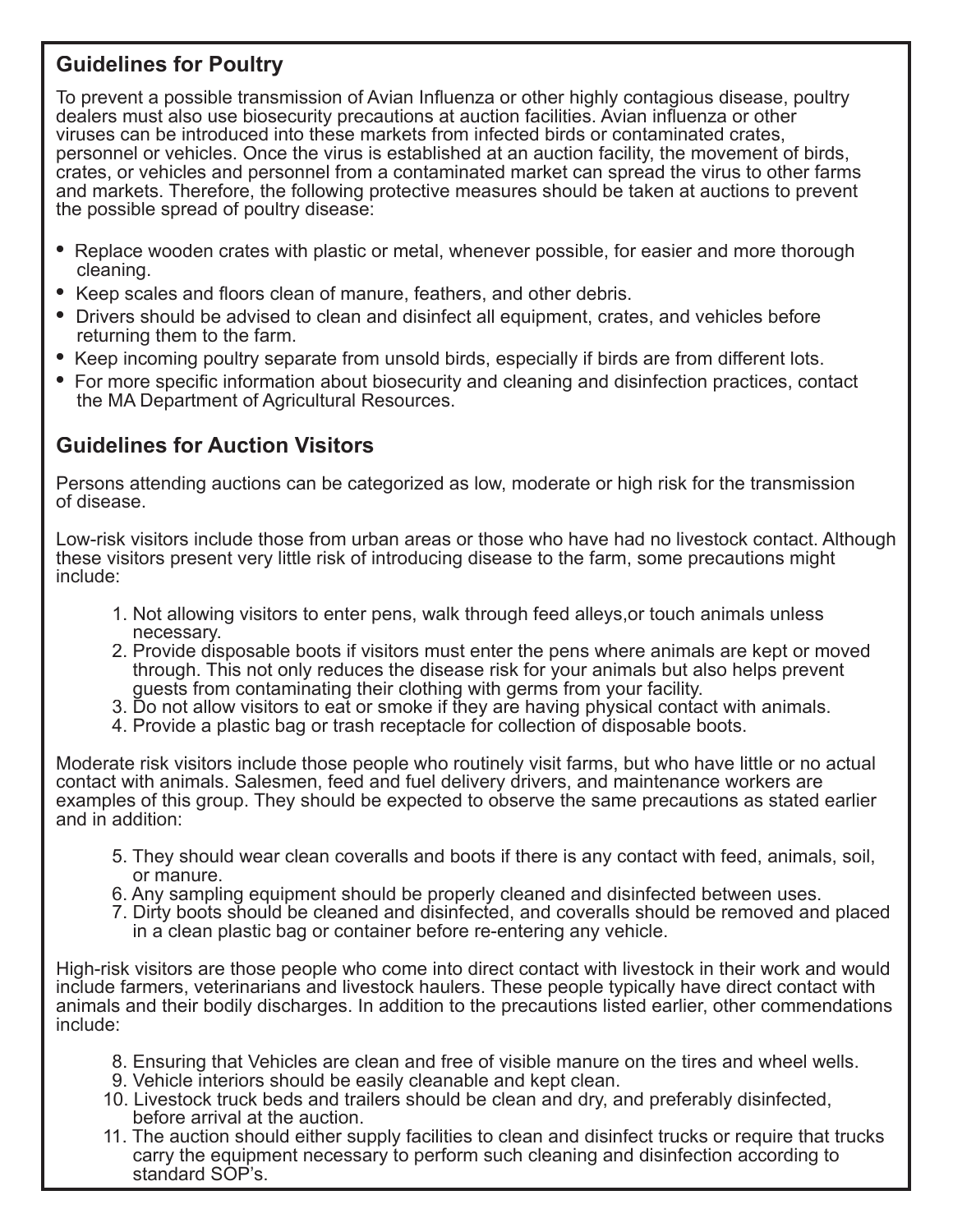## Guidelines for Poultry

To prevent a possible transmission of Avian Influenza or other highly contagious disease, poultry dealers must also use biosecurity precautions at auction facilities. Avian influenza or other viruses can be introduced into these markets from infected birds or contaminated crates, personnel or vehicles. Once the virus is established at an auction facility, the movement of birds, crates, or vehicles and personnel from a contaminated market can spread the virus to other farms and markets. Therefore, the following protective measures should be taken at auctions to prevent the possible spread of poultry disease:

- Replace wooden crates with plastic or metal, whenever possible, for easier and more thorough cleaning.
- Keep scales and floors clean of manure, feathers, and other debris.
- Drivers should be advised to clean and disinfect all equipment, crates, and vehicles before returning them to the farm.
- Keep incoming poultry separate from unsold birds, especially if birds are from different lots.
- For more specific information about biosecurity and cleaning and disinfection practices, contact the MA Department of Agricultural Resources.

## Guidelines for Auction Visitors

Persons attending auctions can be categorized as low, moderate or high risk for the transmission of disease.

Low-risk visitors include those from urban areas or those who have had no livestock contact. Although these visitors present very little risk of introducing disease to the farm, some precautions might include:

1. Not allowing visitors to enter pens, walk through feed alleys,or touch animals unless necessary.
2. Provide disposable boots if visitors must enter the pens where animals are kept or moved through. This not only reduces the disease risk for your animals but also helps prevent guests from contaminating their clothing with germs from your facility.
3. Do not allow visitors to eat or smoke if they are having physical contact with animals.
4. Provide a plastic bag or trash receptacle for collection of disposable boots.

Moderate risk visitors include those people who routinely visit farms, but who have little or no actual contact with animals. Salesmen, feed and fuel delivery drivers, and maintenance workers are examples of this group. They should be expected to observe the same precautions as stated earlier and in addition:

5. They should wear clean coveralls and boots if there is any contact with feed, animals, soil, or manure.
6. Any sampling equipment should be properly cleaned and disinfected between uses.
7. Dirty boots should be cleaned and disinfected, and coveralls should be removed and placed in a clean plastic bag or container before re-entering any vehicle.

High-risk visitors are those people who come into direct contact with livestock in their work and would include farmers, veterinarians and livestock haulers. These people typically have direct contact with animals and their bodily discharges. In addition to the precautions listed earlier, other commendations include:

8. Ensuring that Vehicles are clean and free of visible manure on the tires and wheel wells.
9. Vehicle interiors should be easily cleanable and kept clean.
10. Livestock truck beds and trailers should be clean and dry, and preferably disinfected, before arrival at the auction.
11. The auction should either supply facilities to clean and disinfect trucks or require that trucks carry the equipment necessary to perform such cleaning and disinfection according to standard SOP's.